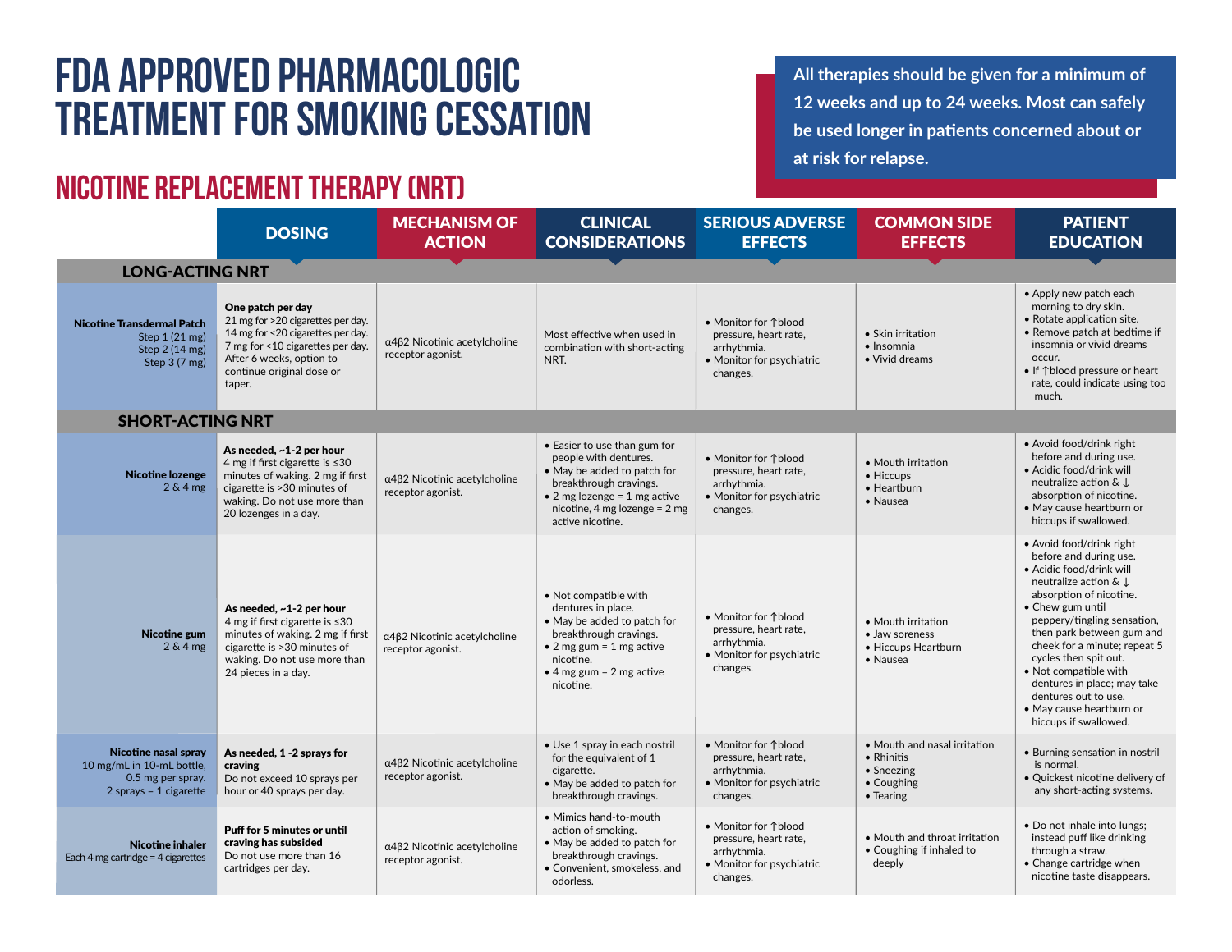# FDA APPROVED PHARMACOLOGIC TREATMENT FOR SMOKING CESSATION

All therapies should be given for a minimum of 12 weeks and up to 24 weeks. Most can safely be used longer in patients concerned about or at risk for relapse.

## NICOTINE REPLACEMENT THERAPY (NRT)

| | DOSING | MECHANISM OF ACTION | CLINICAL CONSIDERATIONS | SERIOUS ADVERSE EFFECTS | COMMON SIDE EFFECTS | PATIENT EDUCATION |
|---|---|---|---|---|---|---|
| **LONG-ACTING NRT** | | | | | | |
| **Nicotine Transdermal Patch** Step 1 (21 mg) Step 2 (14 mg) Step 3 (7 mg) | **One patch per day** 21 mg for >20 cigarettes per day. 14 mg for <20 cigarettes per day. 7 mg for <10 cigarettes per day. After 6 weeks, option to continue original dose or taper. | α4β2 Nicotinic acetylcholine receptor agonist. | Most effective when used in combination with short-acting NRT. | • Monitor for ↑blood pressure, heart rate, arrhythmia. • Monitor for psychiatric changes. | • Skin irritation • Insomnia • Vivid dreams | • Apply new patch each morning to dry skin. • Rotate application site. • Remove patch at bedtime if insomnia or vivid dreams occur. • If ↑blood pressure or heart rate, could indicate using too much. |
| **SHORT-ACTING NRT** | | | | | | |
| **Nicotine lozenge** 2 & 4 mg | **As needed, ~1-2 per hour** 4 mg if first cigarette is ≤30 minutes of waking. 2 mg if first cigarette is >30 minutes of waking. Do not use more than 20 lozenges in a day. | α4β2 Nicotinic acetylcholine receptor agonist. | • Easier to use than gum for people with dentures. • May be added to patch for breakthrough cravings. • 2 mg lozenge = 1 mg active nicotine, 4 mg lozenge = 2 mg active nicotine. | • Monitor for ↑blood pressure, heart rate, arrhythmia. • Monitor for psychiatric changes. | • Mouth irritation • Hiccups • Heartburn • Nausea | • Avoid food/drink right before and during use. • Acidic food/drink will neutralize action & ↓ absorption of nicotine. • May cause heartburn or hiccups if swallowed. |
| **Nicotine gum** 2 & 4 mg | **As needed, ~1-2 per hour** 4 mg if first cigarette is ≤30 minutes of waking. 2 mg if first cigarette is >30 minutes of waking. Do not use more than 24 pieces in a day. | α4β2 Nicotinic acetylcholine receptor agonist. | • Not compatible with dentures in place. • May be added to patch for breakthrough cravings. • 2 mg gum = 1 mg active nicotine. • 4 mg gum = 2 mg active nicotine. | • Monitor for ↑blood pressure, heart rate, arrhythmia. • Monitor for psychiatric changes. | • Mouth irritation • Jaw soreness • Hiccups Heartburn • Nausea | • Avoid food/drink right before and during use. • Acidic food/drink will neutralize action & ↓ absorption of nicotine. • Chew gum until peppery/tingling sensation, then park between gum and cheek for a minute; repeat 5 cycles then spit out. • Not compatible with dentures in place; may take dentures out to use. • May cause heartburn or hiccups if swallowed. |
| **Nicotine nasal spray** 10 mg/mL in 10-mL bottle, 0.5 mg per spray. 2 sprays = 1 cigarette | **As needed, 1 -2 sprays for craving** Do not exceed 10 sprays per hour or 40 sprays per day. | α4β2 Nicotinic acetylcholine receptor agonist. | • Use 1 spray in each nostril for the equivalent of 1 cigarette. • May be added to patch for breakthrough cravings. | • Monitor for ↑blood pressure, heart rate, arrhythmia. • Monitor for psychiatric changes. | • Mouth and nasal irritation • Rhinitis • Sneezing • Coughing • Tearing | • Burning sensation in nostril is normal. • Quickest nicotine delivery of any short-acting systems. |
| **Nicotine inhaler** Each 4 mg cartridge = 4 cigarettes | **Puff for 5 minutes or until craving has subsided** Do not use more than 16 cartridges per day. | α4β2 Nicotinic acetylcholine receptor agonist. | • Mimics hand-to-mouth action of smoking. • May be added to patch for breakthrough cravings. • Convenient, smokeless, and odorless. | • Monitor for ↑blood pressure, heart rate, arrhythmia. • Monitor for psychiatric changes. | • Mouth and throat irritation • Coughing if inhaled to deeply | • Do not inhale into lungs; instead puff like drinking through a straw. • Change cartridge when nicotine taste disappears. |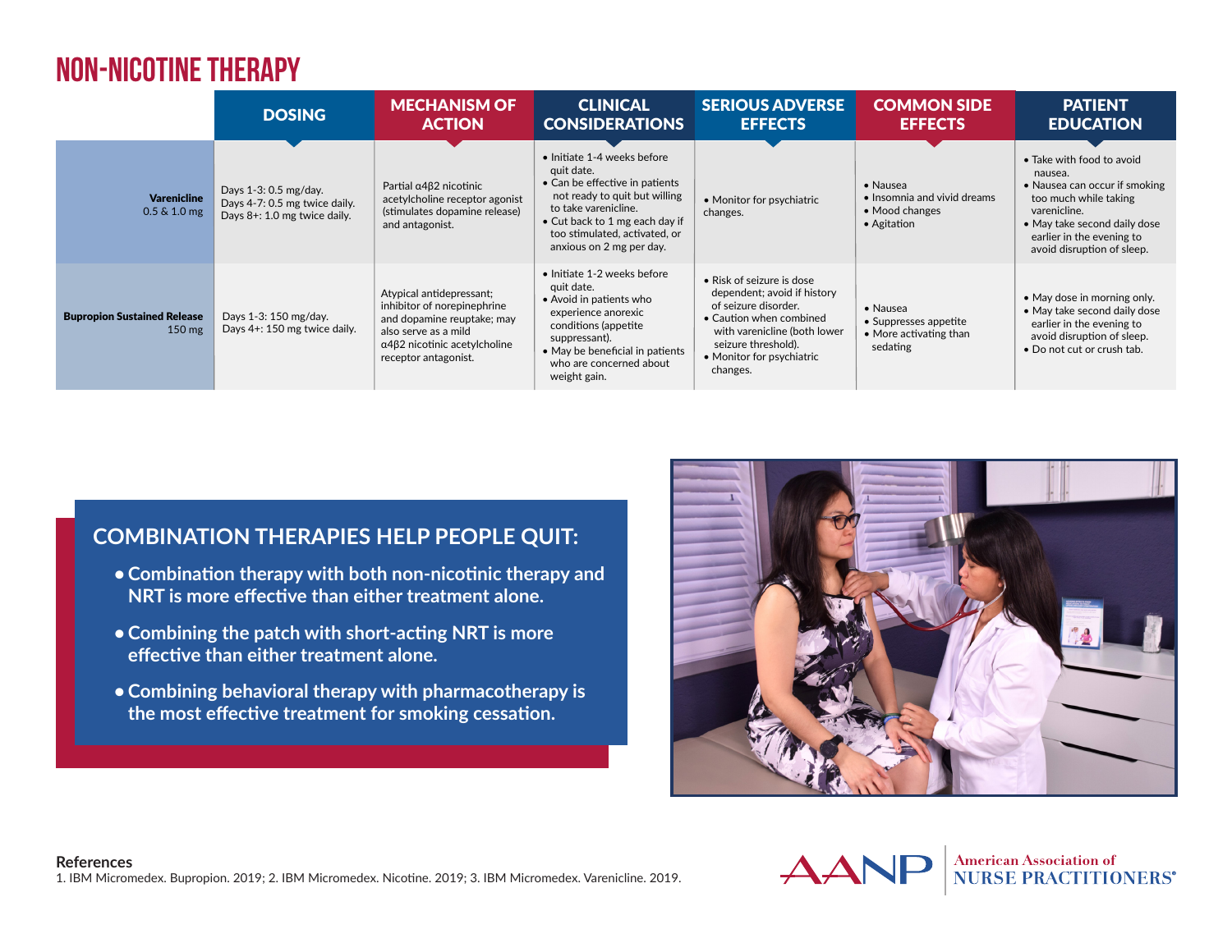# NON-NICOTINE THERAPY

| | DOSING | MECHANISM OF ACTION | CLINICAL CONSIDERATIONS | SERIOUS ADVERSE EFFECTS | COMMON SIDE EFFECTS | PATIENT EDUCATION |
|---|---|---|---|---|---|---|
| **Varenicline** 0.5 & 1.0 mg | Days 1-3: 0.5 mg/day.<br>Days 4-7: 0.5 mg twice daily.<br>Days 8+: 1.0 mg twice daily. | Partial α4β2 nicotinic acetylcholine receptor agonist (stimulates dopamine release) and antagonist. | • Initiate 1-4 weeks before quit date.<br>• Can be effective in patients not ready to quit but willing to take varenicline.<br>• Cut back to 1 mg each day if too stimulated, activated, or anxious on 2 mg per day. | • Monitor for psychiatric changes. | • Nausea<br>• Insomnia and vivid dreams<br>• Mood changes<br>• Agitation | • Take with food to avoid nausea.<br>• Nausea can occur if smoking too much while taking varenicline.<br>• May take second daily dose earlier in the evening to avoid disruption of sleep. |
| **Bupropion Sustained Release** 150 mg | Days 1-3: 150 mg/day.<br>Days 4+: 150 mg twice daily. | Atypical antidepressant; inhibitor of norepinephrine and dopamine reuptake; may also serve as a mild α4β2 nicotinic acetylcholine receptor antagonist. | • Initiate 1-2 weeks before quit date.<br>• Avoid in patients who experience anorexic conditions (appetite suppressant).<br>• May be beneficial in patients who are concerned about weight gain. | • Risk of seizure is dose dependent; avoid if history of seizure disorder.<br>• Caution when combined with varenicline (both lower seizure threshold).<br>• Monitor for psychiatric changes. | • Nausea<br>• Suppresses appetite<br>• More activating than sedating | • May dose in morning only.<br>• May take second daily dose earlier in the evening to avoid disruption of sleep.<br>• Do not cut or crush tab. |

## COMBINATION THERAPIES HELP PEOPLE QUIT:

- **Combination therapy with both non-nicotinic therapy and NRT is more effective than either treatment alone.**
- **Combining the patch with short-acting NRT is more effective than either treatment alone.**
- **Combining behavioral therapy with pharmacotherapy is the most effective treatment for smoking cessation.**

**References**
1. IBM Micromedex. Bupropion. 2019; 2. IBM Micromedex. Nicotine. 2019; 3. IBM Micromedex. Varenicline. 2019.

AANP American Association of NURSE PRACTITIONERS®